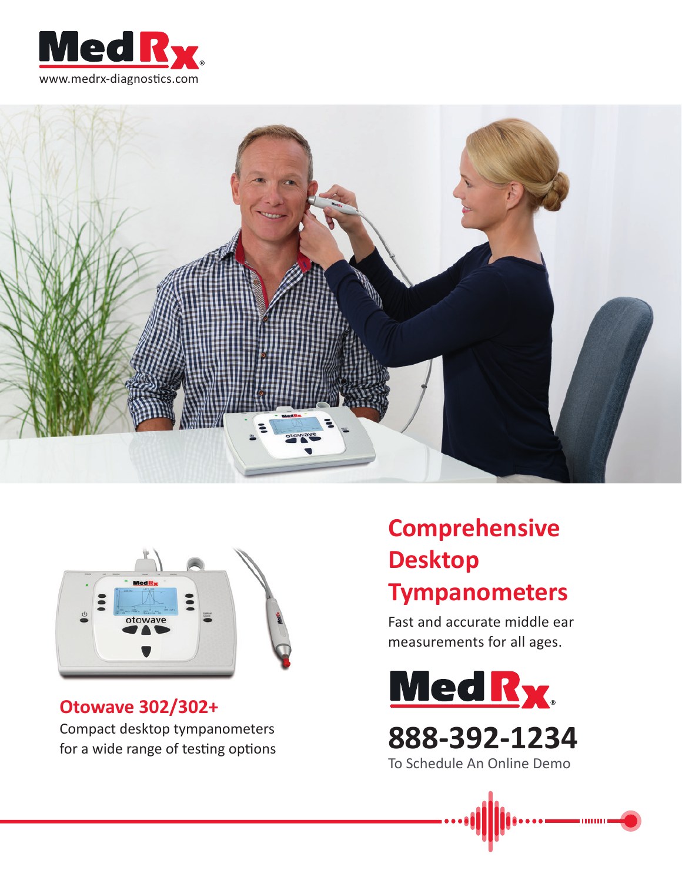MedRx®

www.medrx-diagnostics.com

## Otowave 302/302+

Compact desktop tympanometers for a wide range of testing options

# Comprehensive Desktop Tympanometers

Fast and accurate middle ear measurements for all ages.

MedRx®

**888-392-1234**

To Schedule An Online Demo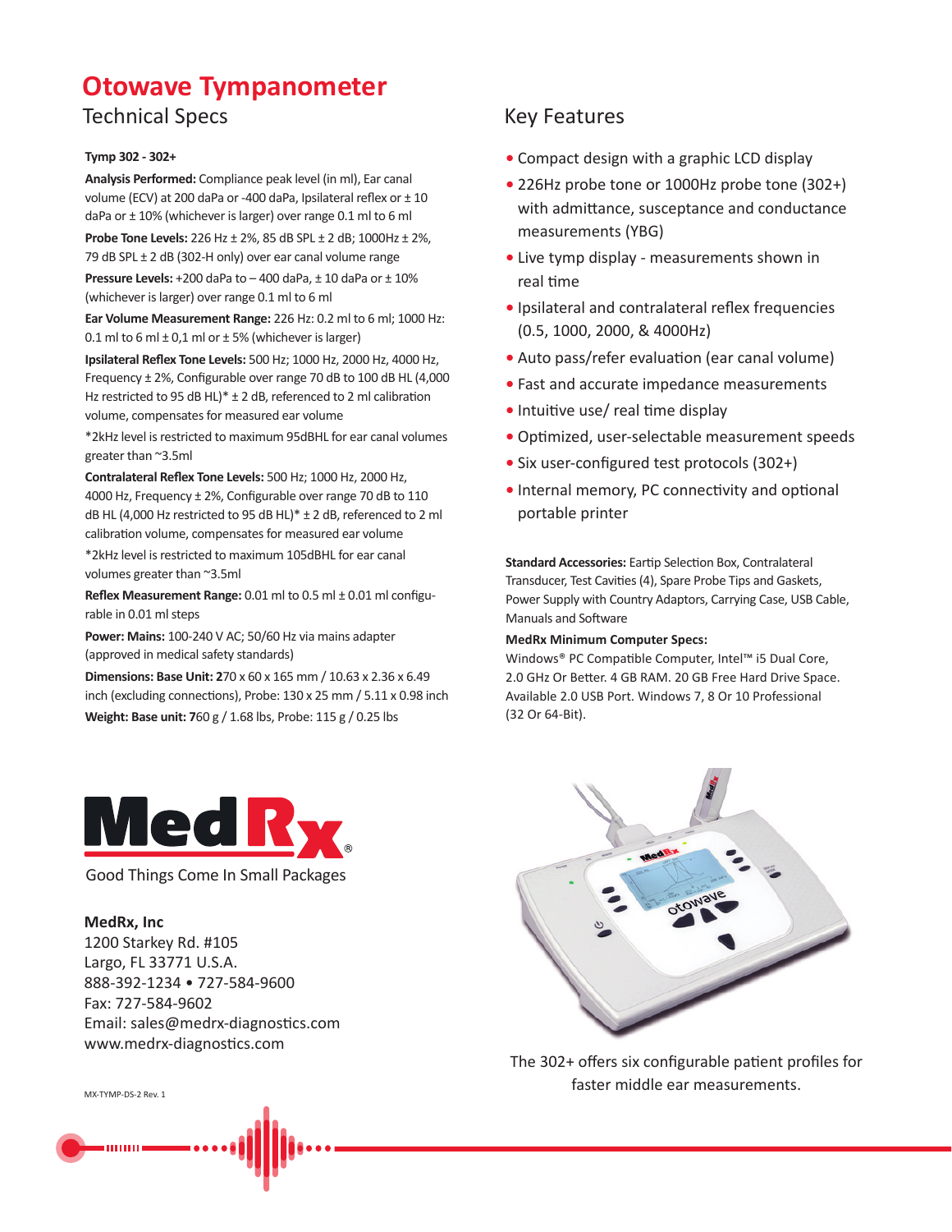# Otowave Tympanometer

## Technical Specs

**Tymp 302 - 302+**

**Analysis Performed:** Compliance peak level (in ml), Ear canal volume (ECV) at 200 daPa or -400 daPa, Ipsilateral reflex or ± 10 daPa or ± 10% (whichever is larger) over range 0.1 ml to 6 ml

**Probe Tone Levels:** 226 Hz ± 2%, 85 dB SPL ± 2 dB; 1000Hz ± 2%, 79 dB SPL ± 2 dB (302-H only) over ear canal volume range

**Pressure Levels:** +200 daPa to – 400 daPa, ± 10 daPa or ± 10% (whichever is larger) over range 0.1 ml to 6 ml

**Ear Volume Measurement Range:** 226 Hz: 0.2 ml to 6 ml; 1000 Hz: 0.1 ml to 6 ml ± 0,1 ml or ± 5% (whichever is larger)

**Ipsilateral Reflex Tone Levels:** 500 Hz; 1000 Hz, 2000 Hz, 4000 Hz, Frequency ± 2%, Configurable over range 70 dB to 100 dB HL (4,000 Hz restricted to 95 dB HL)* ± 2 dB, referenced to 2 ml calibration volume, compensates for measured ear volume

*2kHz level is restricted to maximum 95dBHL for ear canal volumes greater than ~3.5ml

**Contralateral Reflex Tone Levels:** 500 Hz; 1000 Hz, 2000 Hz, 4000 Hz, Frequency ± 2%, Configurable over range 70 dB to 110 dB HL (4,000 Hz restricted to 95 dB HL)* ± 2 dB, referenced to 2 ml calibration volume, compensates for measured ear volume

*2kHz level is restricted to maximum 105dBHL for ear canal volumes greater than ~3.5ml

**Reflex Measurement Range:** 0.01 ml to 0.5 ml ± 0.01 ml configurable in 0.01 ml steps

**Power: Mains:** 100-240 V AC; 50/60 Hz via mains adapter (approved in medical safety standards)

**Dimensions: Base Unit: 2**70 x 60 x 165 mm / 10.63 x 2.36 x 6.49 inch (excluding connections), Probe: 130 x 25 mm / 5.11 x 0.98 inch

**Weight: Base unit: 7**60 g / 1.68 lbs, Probe: 115 g / 0.25 lbs

## Key Features

- Compact design with a graphic LCD display
- 226Hz probe tone or 1000Hz probe tone (302+) with admittance, susceptance and conductance measurements (YBG)
- Live tymp display - measurements shown in real time
- Ipsilateral and contralateral reflex frequencies (0.5, 1000, 2000, & 4000Hz)
- Auto pass/refer evaluation (ear canal volume)
- Fast and accurate impedance measurements
- Intuitive use/ real time display
- Optimized, user-selectable measurement speeds
- Six user-configured test protocols (302+)
- Internal memory, PC connectivity and optional portable printer

**Standard Accessories:** Eartip Selection Box, Contralateral Transducer, Test Cavities (4), Spare Probe Tips and Gaskets, Power Supply with Country Adaptors, Carrying Case, USB Cable, Manuals and Software

**MedRx Minimum Computer Specs:**
Windows® PC Compatible Computer, Intel™ i5 Dual Core, 2.0 GHz Or Better. 4 GB RAM. 20 GB Free Hard Drive Space. Available 2.0 USB Port. Windows 7, 8 Or 10 Professional (32 Or 64-Bit).

MedRx®

Good Things Come In Small Packages

**MedRx, Inc**
1200 Starkey Rd. #105
Largo, FL 33771 U.S.A.
888-392-1234 • 727-584-9600
Fax: 727-584-9602
Email: sales@medrx-diagnostics.com
www.medrx-diagnostics.com

The 302+ offers six configurable patient profiles for faster middle ear measurements.

MX-TYMP-DS-2 Rev. 1